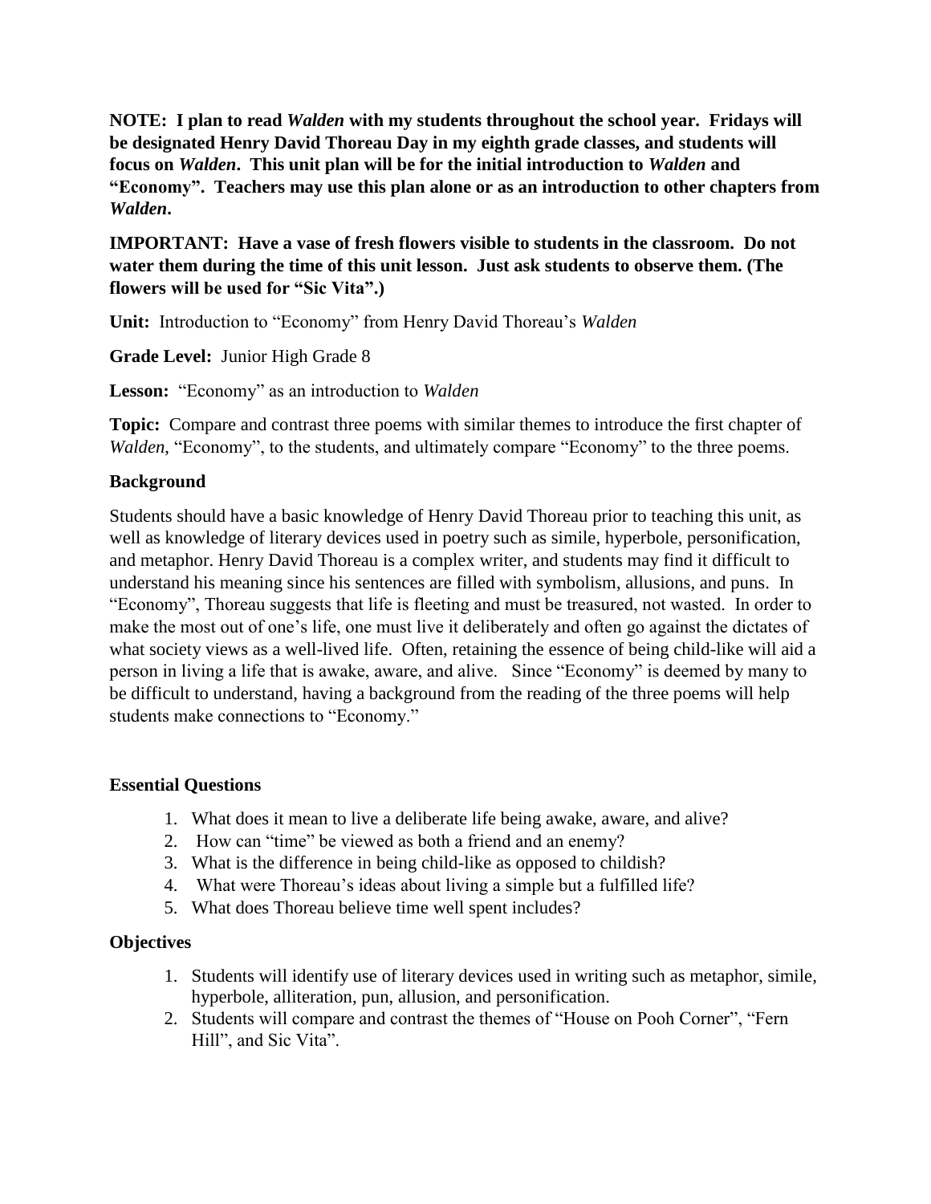**NOTE: I plan to read *Walden* with my students throughout the school year. Fridays will be designated Henry David Thoreau Day in my eighth grade classes, and students will focus on *Walden*. This unit plan will be for the initial introduction to *Walden* and "Economy". Teachers may use this plan alone or as an introduction to other chapters from *Walden*.**

**IMPORTANT: Have a vase of fresh flowers visible to students in the classroom. Do not water them during the time of this unit lesson. Just ask students to observe them. (The flowers will be used for "Sic Vita".)**

**Unit:** Introduction to "Economy" from Henry David Thoreau's *Walden*

**Grade Level:** Junior High Grade 8

**Lesson:** "Economy" as an introduction to *Walden*

**Topic:** Compare and contrast three poems with similar themes to introduce the first chapter of *Walden*, "Economy", to the students, and ultimately compare "Economy" to the three poems.

**Background**

Students should have a basic knowledge of Henry David Thoreau prior to teaching this unit, as well as knowledge of literary devices used in poetry such as simile, hyperbole, personification, and metaphor. Henry David Thoreau is a complex writer, and students may find it difficult to understand his meaning since his sentences are filled with symbolism, allusions, and puns. In "Economy", Thoreau suggests that life is fleeting and must be treasured, not wasted. In order to make the most out of one's life, one must live it deliberately and often go against the dictates of what society views as a well-lived life. Often, retaining the essence of being child-like will aid a person in living a life that is awake, aware, and alive. Since "Economy" is deemed by many to be difficult to understand, having a background from the reading of the three poems will help students make connections to "Economy."

**Essential Questions**

1. What does it mean to live a deliberate life being awake, aware, and alive?
2. How can "time" be viewed as both a friend and an enemy?
3. What is the difference in being child-like as opposed to childish?
4. What were Thoreau's ideas about living a simple but a fulfilled life?
5. What does Thoreau believe time well spent includes?

**Objectives**

1. Students will identify use of literary devices used in writing such as metaphor, simile, hyperbole, alliteration, pun, allusion, and personification.
2. Students will compare and contrast the themes of "House on Pooh Corner", "Fern Hill", and Sic Vita".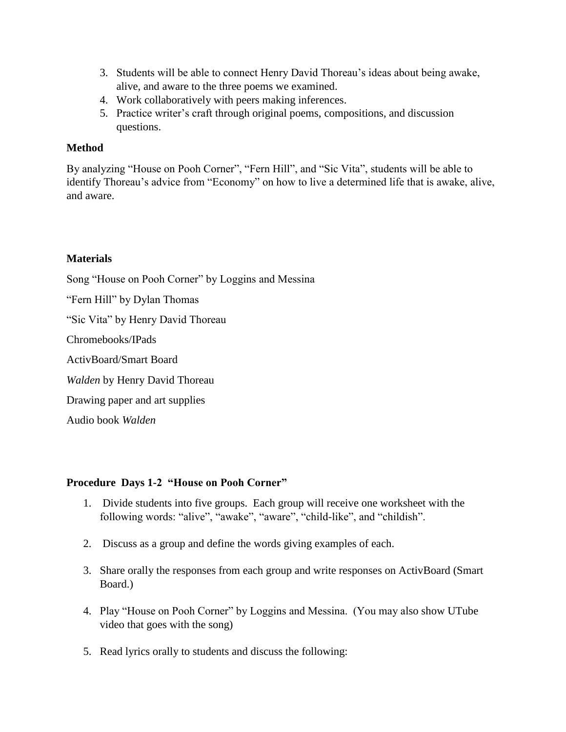3. Students will be able to connect Henry David Thoreau's ideas about being awake, alive, and aware to the three poems we examined.
4. Work collaboratively with peers making inferences.
5. Practice writer's craft through original poems, compositions, and discussion questions.

**Method**

By analyzing "House on Pooh Corner", "Fern Hill", and "Sic Vita", students will be able to identify Thoreau's advice from "Economy" on how to live a determined life that is awake, alive, and aware.

**Materials**

Song "House on Pooh Corner" by Loggins and Messina

"Fern Hill" by Dylan Thomas

"Sic Vita" by Henry David Thoreau

Chromebooks/IPads

ActivBoard/Smart Board

*Walden* by Henry David Thoreau

Drawing paper and art supplies

Audio book *Walden*

**Procedure Days 1-2 "House on Pooh Corner"**

1. Divide students into five groups. Each group will receive one worksheet with the following words: "alive", "awake", "aware", "child-like", and "childish".

2. Discuss as a group and define the words giving examples of each.

3. Share orally the responses from each group and write responses on ActivBoard (Smart Board.)

4. Play "House on Pooh Corner" by Loggins and Messina. (You may also show UTube video that goes with the song)

5. Read lyrics orally to students and discuss the following: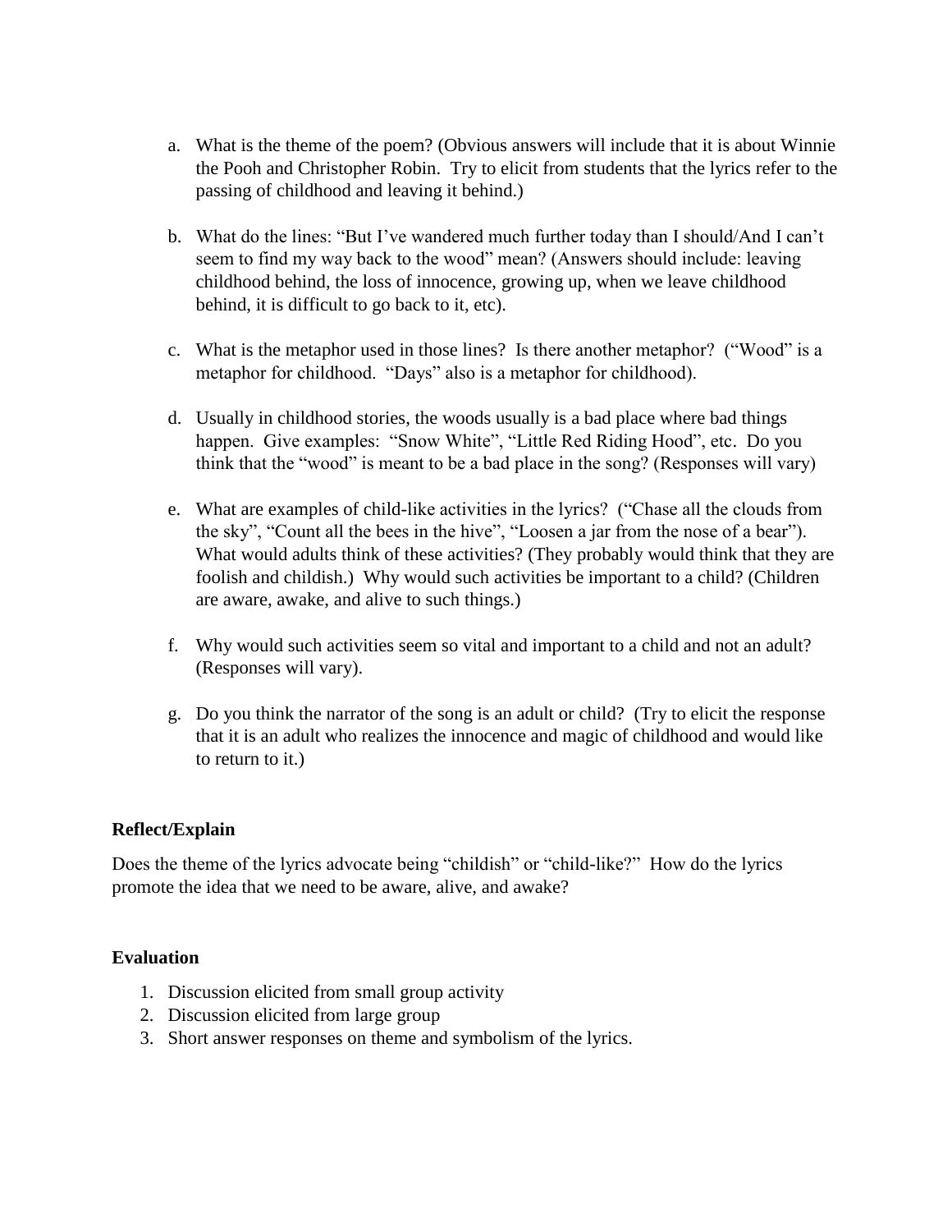a. What is the theme of the poem? (Obvious answers will include that it is about Winnie the Pooh and Christopher Robin. Try to elicit from students that the lyrics refer to the passing of childhood and leaving it behind.)

b. What do the lines: "But I've wandered much further today than I should/And I can't seem to find my way back to the wood" mean? (Answers should include: leaving childhood behind, the loss of innocence, growing up, when we leave childhood behind, it is difficult to go back to it, etc).

c. What is the metaphor used in those lines? Is there another metaphor? ("Wood" is a metaphor for childhood. "Days" also is a metaphor for childhood).

d. Usually in childhood stories, the woods usually is a bad place where bad things happen. Give examples: "Snow White", "Little Red Riding Hood", etc. Do you think that the "wood" is meant to be a bad place in the song? (Responses will vary)

e. What are examples of child-like activities in the lyrics? ("Chase all the clouds from the sky", "Count all the bees in the hive", "Loosen a jar from the nose of a bear"). What would adults think of these activities? (They probably would think that they are foolish and childish.) Why would such activities be important to a child? (Children are aware, awake, and alive to such things.)

f. Why would such activities seem so vital and important to a child and not an adult? (Responses will vary).

g. Do you think the narrator of the song is an adult or child? (Try to elicit the response that it is an adult who realizes the innocence and magic of childhood and would like to return to it.)

**Reflect/Explain**

Does the theme of the lyrics advocate being "childish" or "child-like?" How do the lyrics promote the idea that we need to be aware, alive, and awake?

**Evaluation**

1. Discussion elicited from small group activity
2. Discussion elicited from large group
3. Short answer responses on theme and symbolism of the lyrics.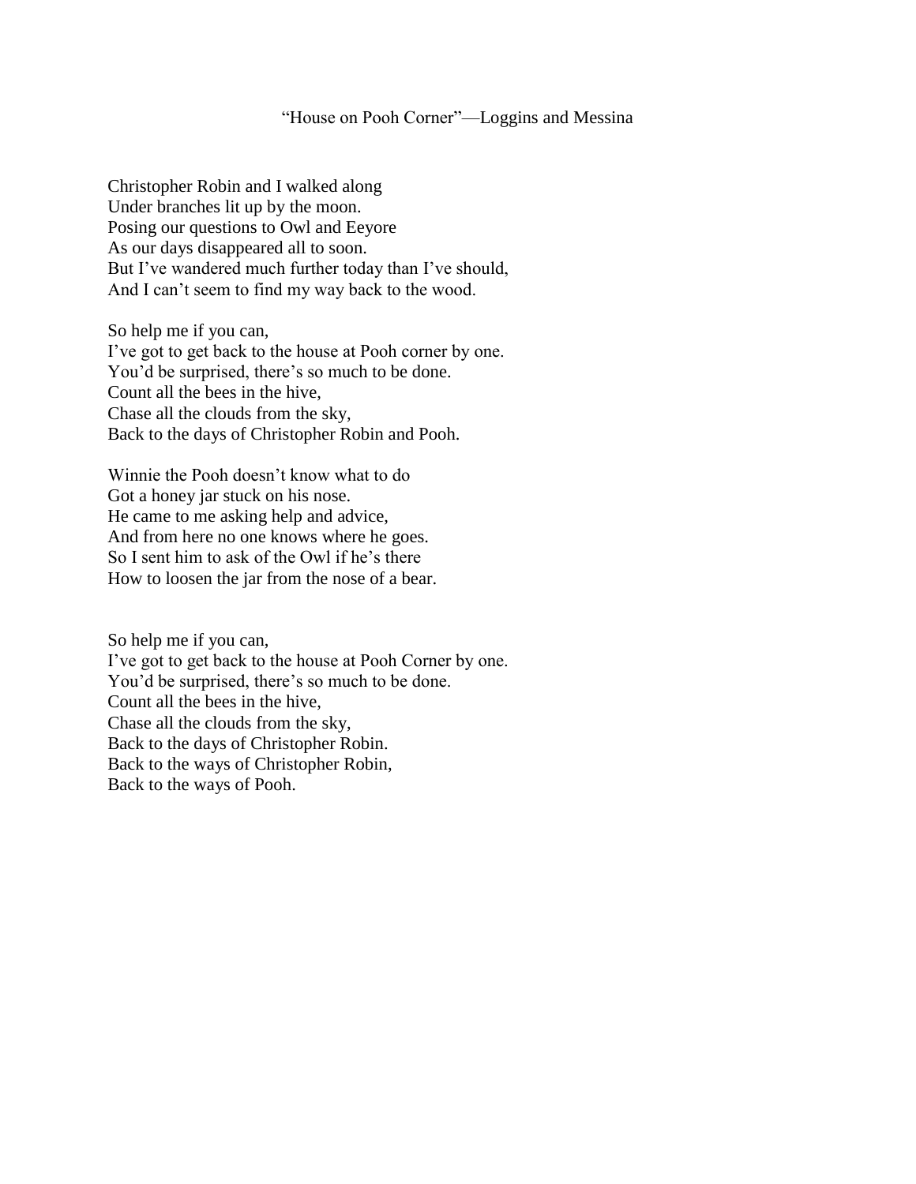"House on Pooh Corner"—Loggins and Messina

Christopher Robin and I walked along  
Under branches lit up by the moon.  
Posing our questions to Owl and Eeyore  
As our days disappeared all to soon.  
But I've wandered much further today than I've should,  
And I can't seem to find my way back to the wood.

So help me if you can,  
I've got to get back to the house at Pooh corner by one.  
You'd be surprised, there's so much to be done.  
Count all the bees in the hive,  
Chase all the clouds from the sky,  
Back to the days of Christopher Robin and Pooh.

Winnie the Pooh doesn't know what to do  
Got a honey jar stuck on his nose.  
He came to me asking help and advice,  
And from here no one knows where he goes.  
So I sent him to ask of the Owl if he's there  
How to loosen the jar from the nose of a bear.

So help me if you can,  
I've got to get back to the house at Pooh Corner by one.  
You'd be surprised, there's so much to be done.  
Count all the bees in the hive,  
Chase all the clouds from the sky,  
Back to the days of Christopher Robin.  
Back to the ways of Christopher Robin,  
Back to the ways of Pooh.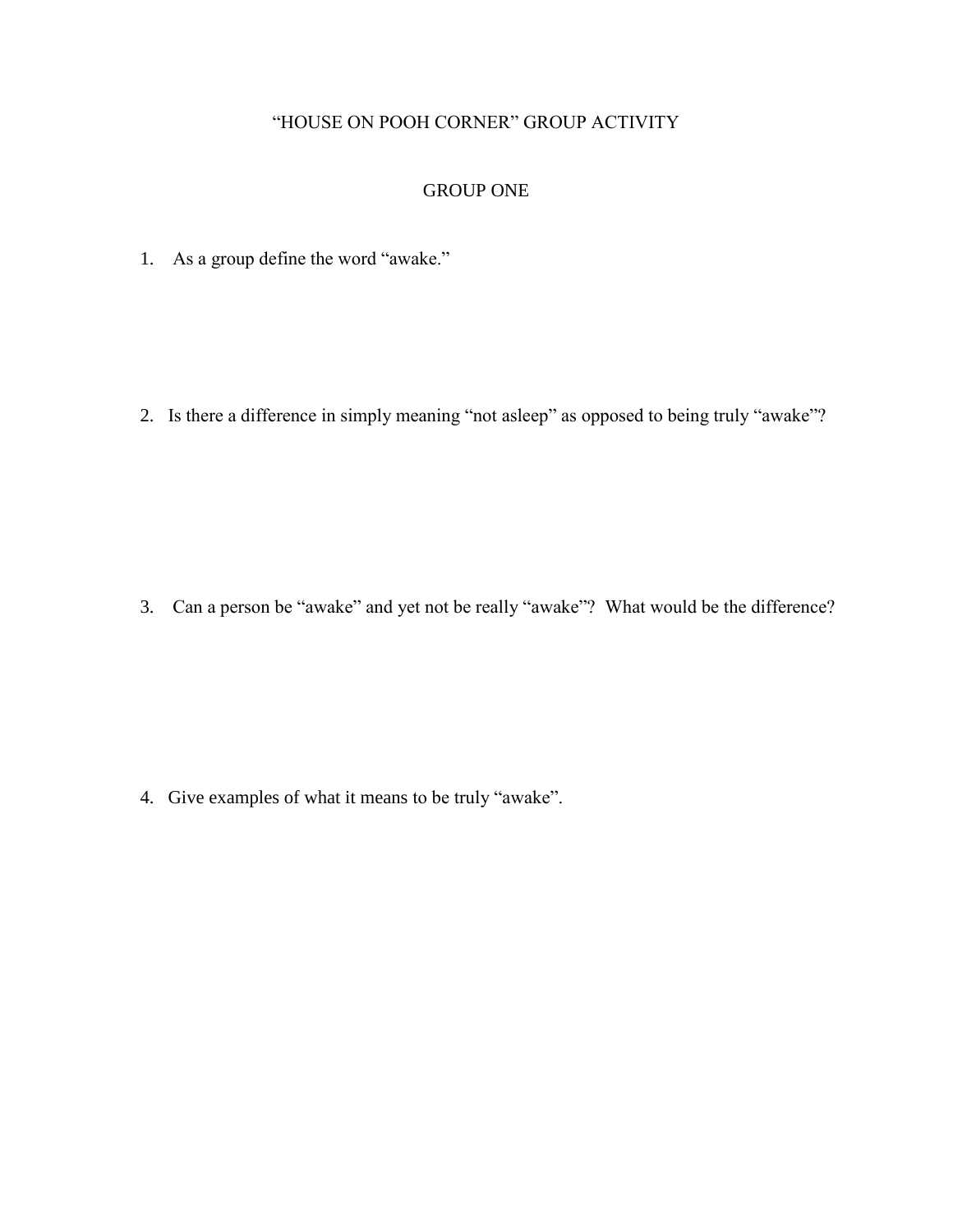# "HOUSE ON POOH CORNER" GROUP ACTIVITY

## GROUP ONE

1. As a group define the word "awake."

2. Is there a difference in simply meaning "not asleep" as opposed to being truly "awake"?

3. Can a person be "awake" and yet not be really "awake"? What would be the difference?

4. Give examples of what it means to be truly "awake".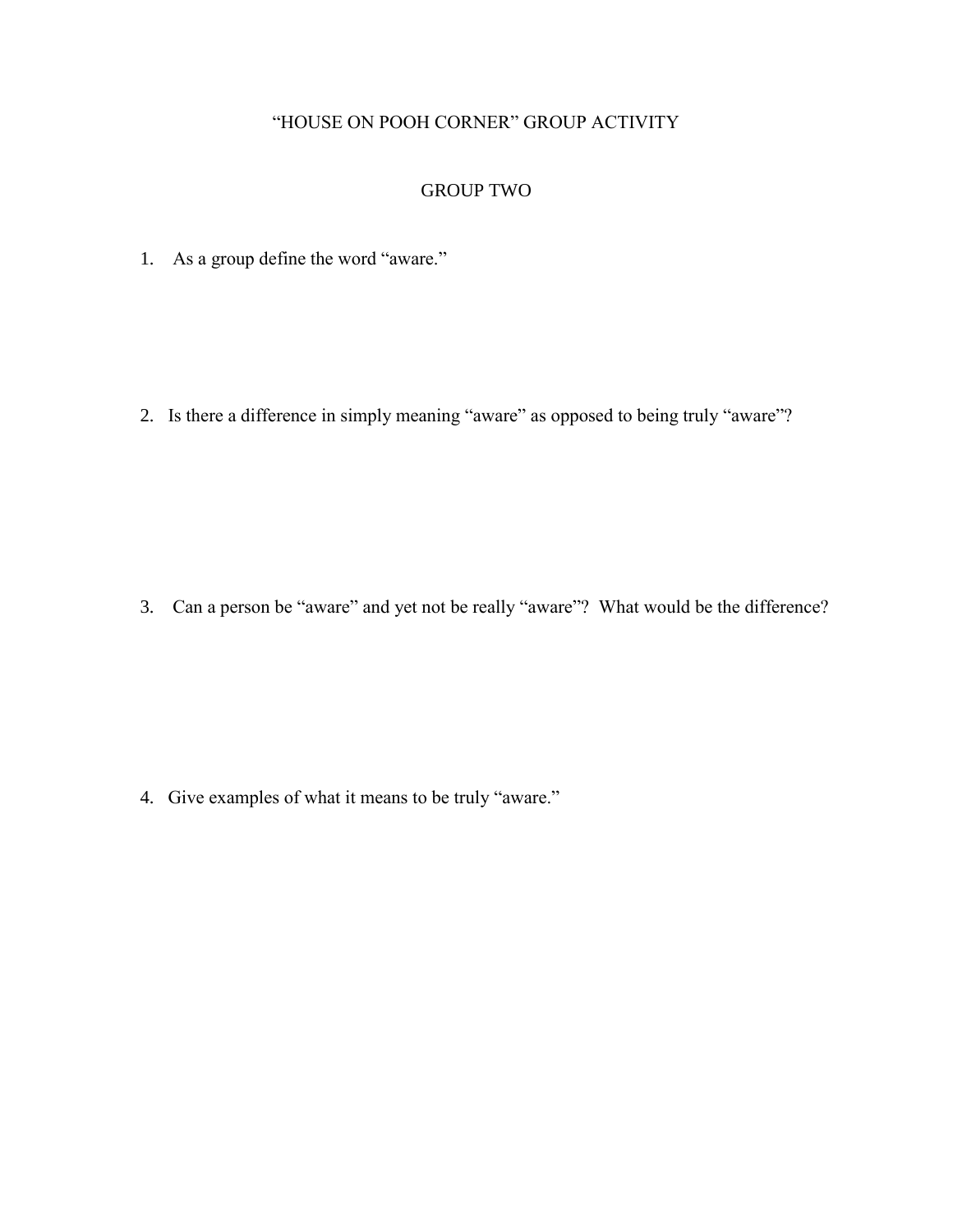# "HOUSE ON POOH CORNER" GROUP ACTIVITY

## GROUP TWO

1. As a group define the word "aware."

2. Is there a difference in simply meaning "aware" as opposed to being truly "aware"?

3. Can a person be "aware" and yet not be really "aware"? What would be the difference?

4. Give examples of what it means to be truly "aware."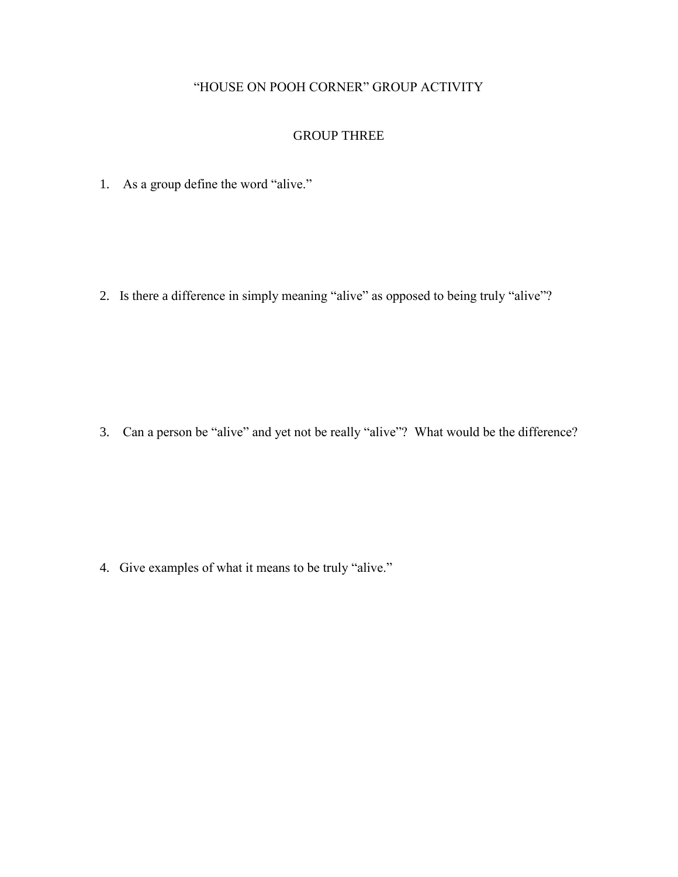# "HOUSE ON POOH CORNER" GROUP ACTIVITY

## GROUP THREE

1. As a group define the word "alive."

2. Is there a difference in simply meaning "alive" as opposed to being truly "alive"?

3. Can a person be "alive" and yet not be really "alive"? What would be the difference?

4. Give examples of what it means to be truly "alive."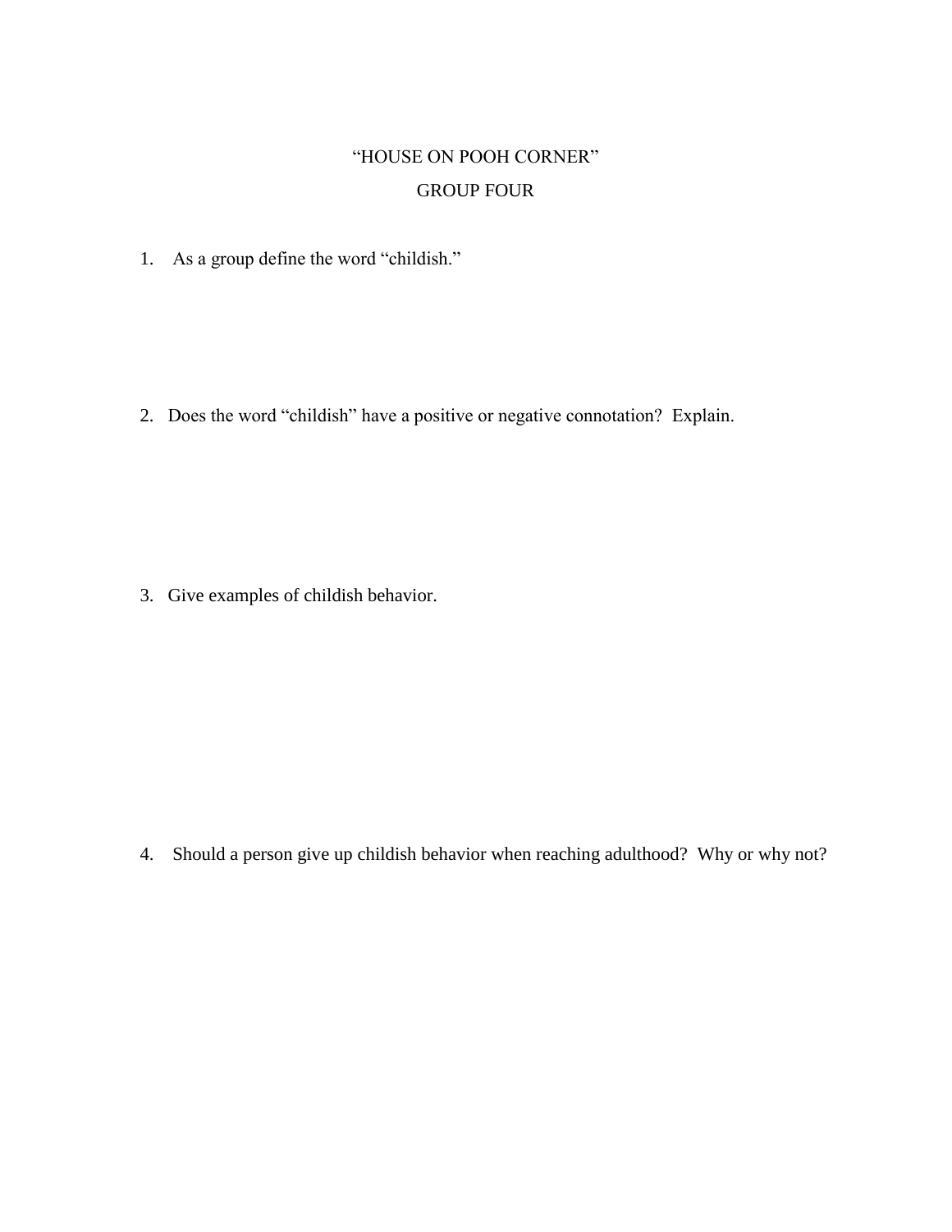# "HOUSE ON POOH CORNER"

## GROUP FOUR

1. As a group define the word "childish."

2. Does the word "childish" have a positive or negative connotation? Explain.

3. Give examples of childish behavior.

4. Should a person give up childish behavior when reaching adulthood? Why or why not?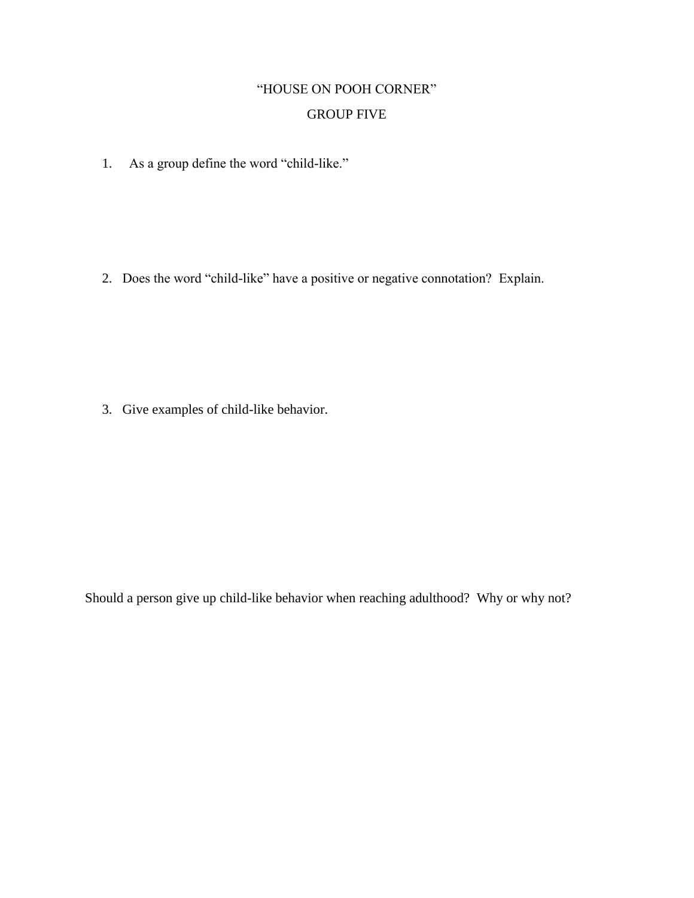# "HOUSE ON POOH CORNER"

## GROUP FIVE

1. As a group define the word "child-like."

2. Does the word "child-like" have a positive or negative connotation? Explain.

3. Give examples of child-like behavior.

Should a person give up child-like behavior when reaching adulthood? Why or why not?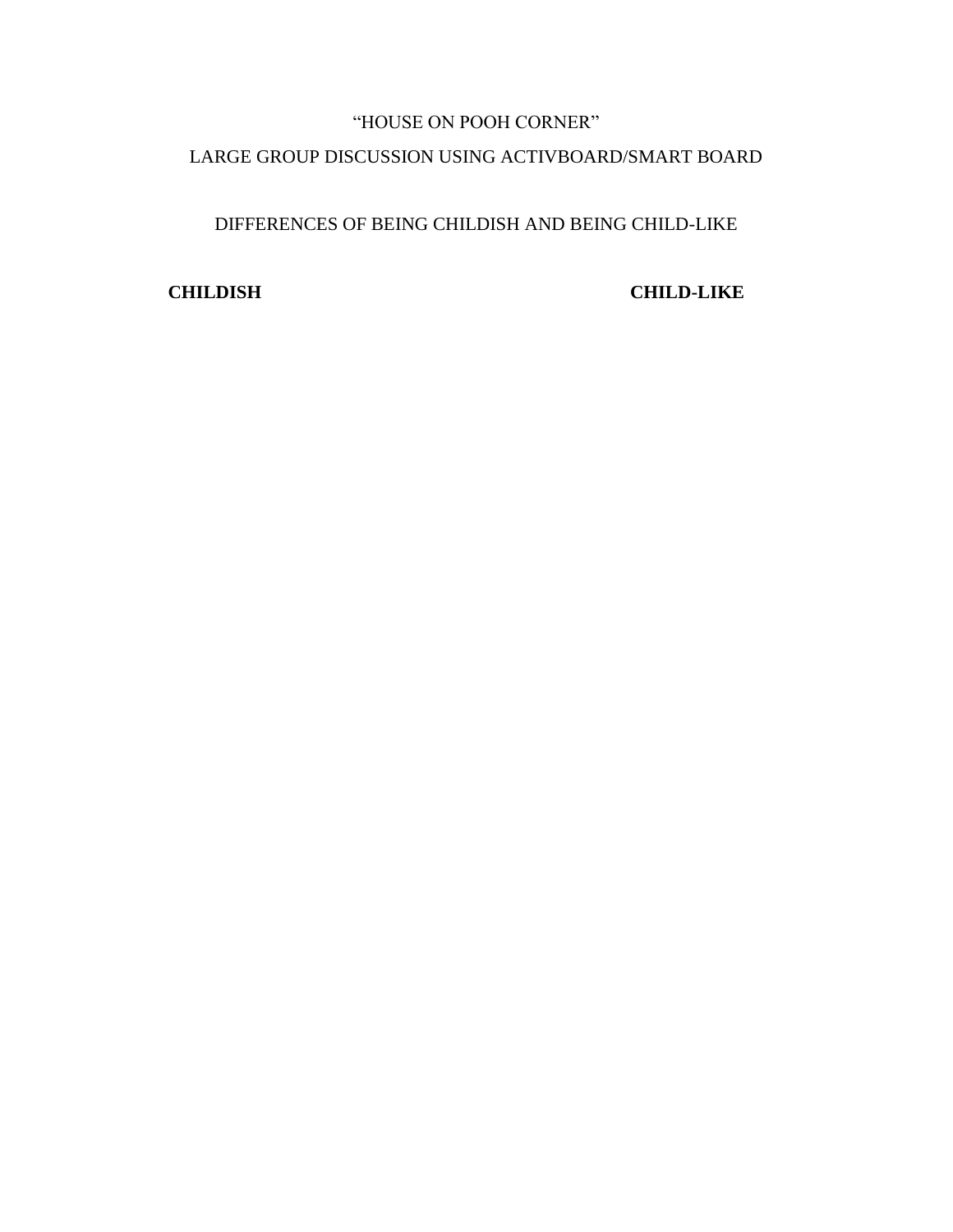“HOUSE ON POOH CORNER”

LARGE GROUP DISCUSSION USING ACTIVBOARD/SMART BOARD

DIFFERENCES OF BEING CHILDISH AND BEING CHILD-LIKE

| **CHILDISH** | **CHILD-LIKE** |
| --- | --- |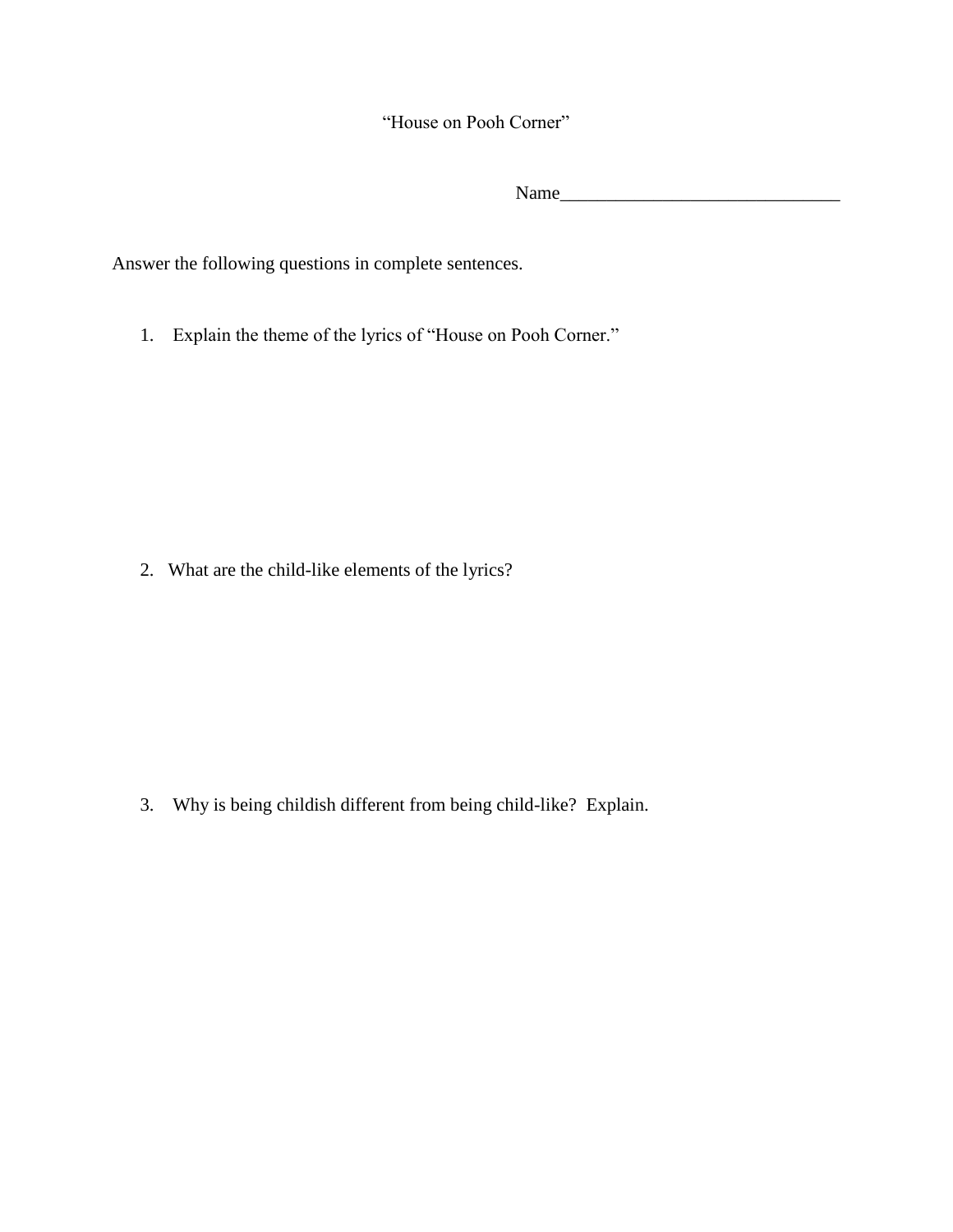“House on Pooh Corner”

Name______________________________

Answer the following questions in complete sentences.

1. Explain the theme of the lyrics of “House on Pooh Corner.”

2. What are the child-like elements of the lyrics?

3. Why is being childish different from being child-like? Explain.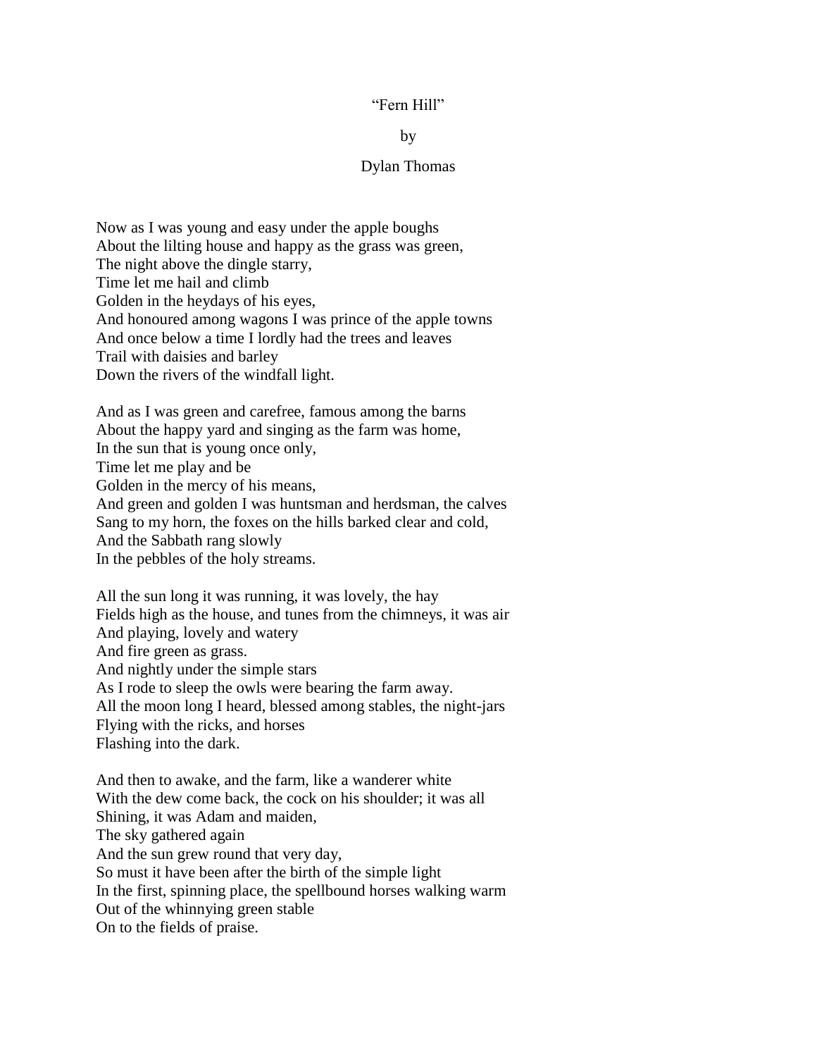“Fern Hill”

by

Dylan Thomas

Now as I was young and easy under the apple boughs  
About the lilting house and happy as the grass was green,  
The night above the dingle starry,  
Time let me hail and climb  
Golden in the heydays of his eyes,  
And honoured among wagons I was prince of the apple towns  
And once below a time I lordly had the trees and leaves  
Trail with daisies and barley  
Down the rivers of the windfall light.

And as I was green and carefree, famous among the barns  
About the happy yard and singing as the farm was home,  
In the sun that is young once only,  
Time let me play and be  
Golden in the mercy of his means,  
And green and golden I was huntsman and herdsman, the calves  
Sang to my horn, the foxes on the hills barked clear and cold,  
And the Sabbath rang slowly  
In the pebbles of the holy streams.

All the sun long it was running, it was lovely, the hay  
Fields high as the house, and tunes from the chimneys, it was air  
And playing, lovely and watery  
And fire green as grass.  
And nightly under the simple stars  
As I rode to sleep the owls were bearing the farm away.  
All the moon long I heard, blessed among stables, the night-jars  
Flying with the ricks, and horses  
Flashing into the dark.

And then to awake, and the farm, like a wanderer white  
With the dew come back, the cock on his shoulder; it was all  
Shining, it was Adam and maiden,  
The sky gathered again  
And the sun grew round that very day,  
So must it have been after the birth of the simple light  
In the first, spinning place, the spellbound horses walking warm  
Out of the whinnying green stable  
On to the fields of praise.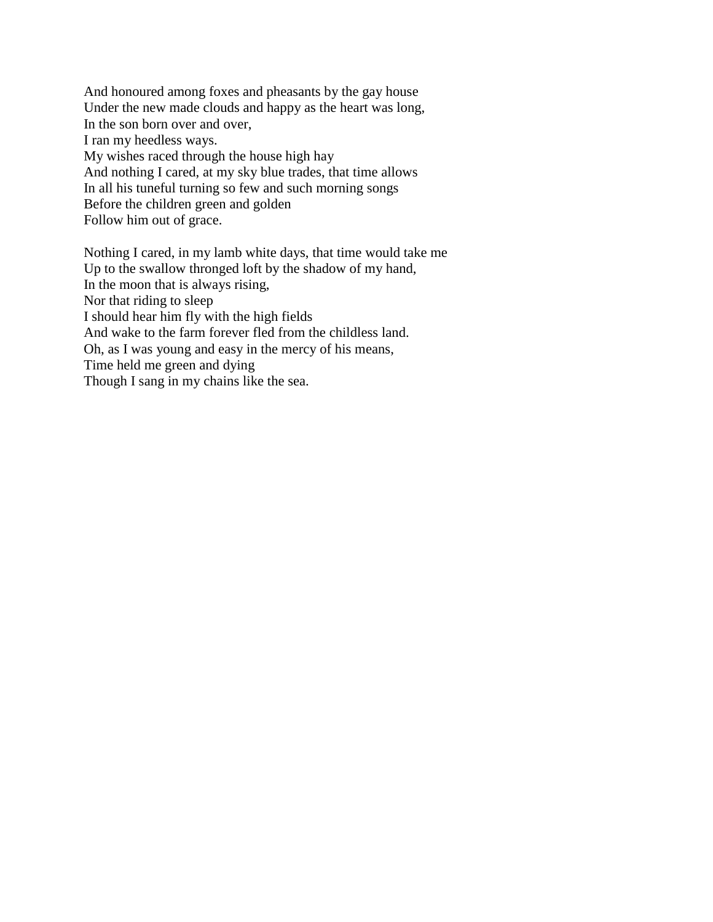And honoured among foxes and pheasants by the gay house
Under the new made clouds and happy as the heart was long,
In the son born over and over,
I ran my heedless ways.
My wishes raced through the house high hay
And nothing I cared, at my sky blue trades, that time allows
In all his tuneful turning so few and such morning songs
Before the children green and golden
Follow him out of grace.

Nothing I cared, in my lamb white days, that time would take me
Up to the swallow thronged loft by the shadow of my hand,
In the moon that is always rising,
Nor that riding to sleep
I should hear him fly with the high fields
And wake to the farm forever fled from the childless land.
Oh, as I was young and easy in the mercy of his means,
Time held me green and dying
Though I sang in my chains like the sea.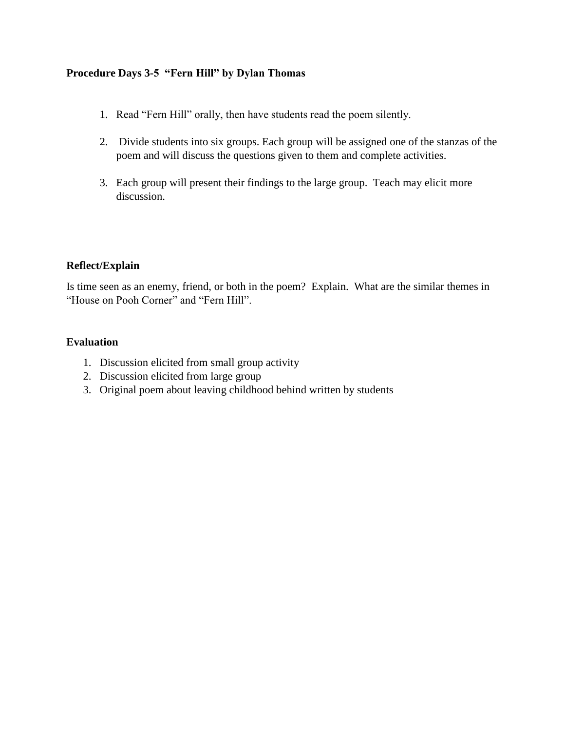**Procedure Days 3-5 "Fern Hill" by Dylan Thomas**

1. Read "Fern Hill" orally, then have students read the poem silently.

2. Divide students into six groups. Each group will be assigned one of the stanzas of the poem and will discuss the questions given to them and complete activities.

3. Each group will present their findings to the large group. Teach may elicit more discussion.

**Reflect/Explain**

Is time seen as an enemy, friend, or both in the poem? Explain. What are the similar themes in "House on Pooh Corner" and "Fern Hill".

**Evaluation**

1. Discussion elicited from small group activity
2. Discussion elicited from large group
3. Original poem about leaving childhood behind written by students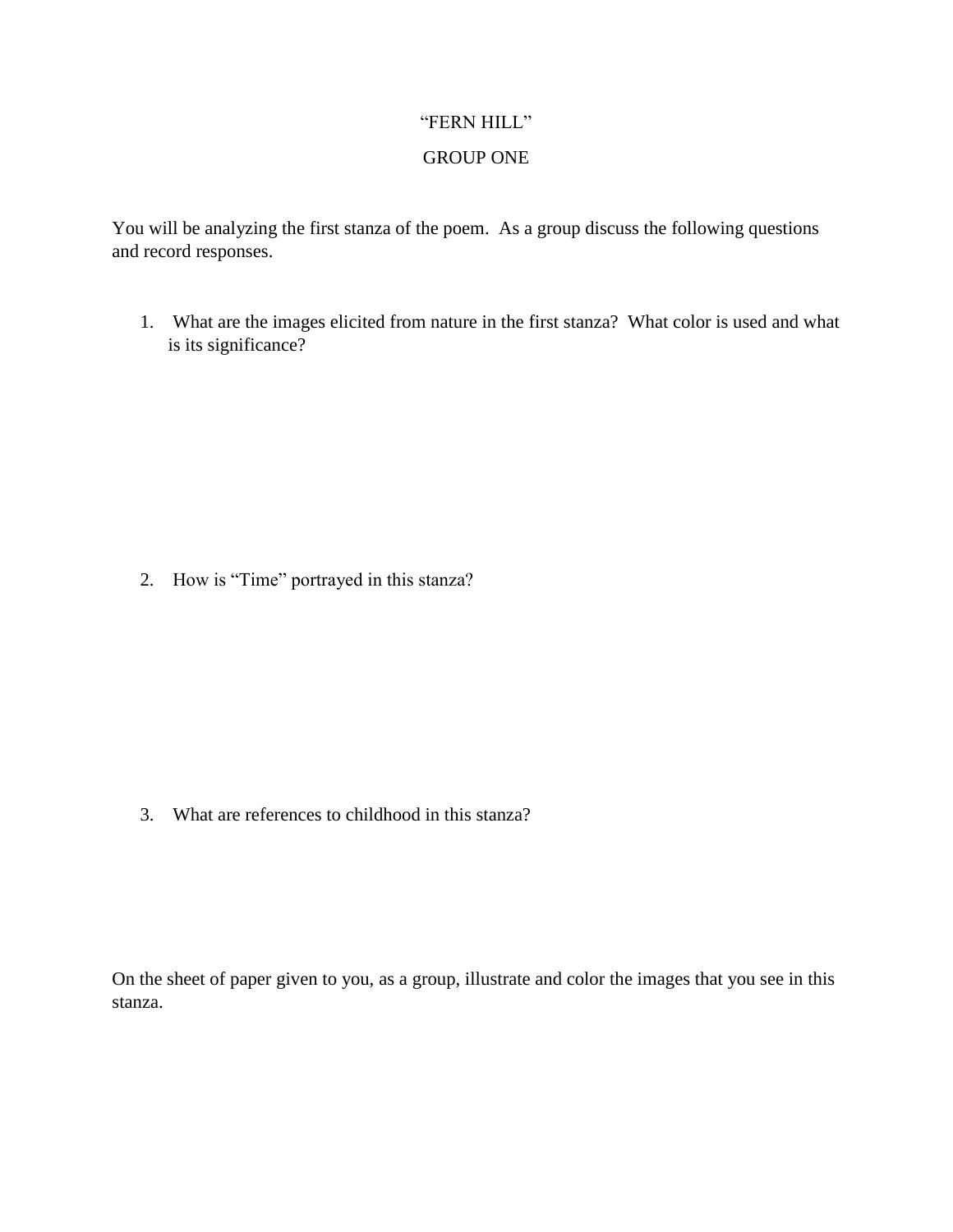# "FERN HILL"

## GROUP ONE

You will be analyzing the first stanza of the poem. As a group discuss the following questions and record responses.

1. What are the images elicited from nature in the first stanza? What color is used and what is its significance?

2. How is "Time" portrayed in this stanza?

3. What are references to childhood in this stanza?

On the sheet of paper given to you, as a group, illustrate and color the images that you see in this stanza.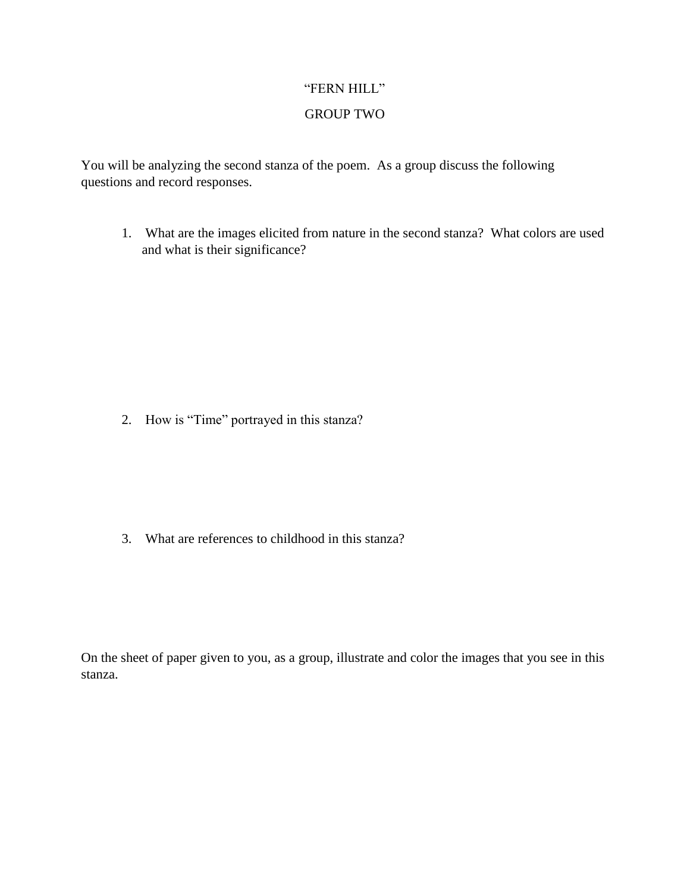# "FERN HILL"

## GROUP TWO

You will be analyzing the second stanza of the poem. As a group discuss the following questions and record responses.

1. What are the images elicited from nature in the second stanza? What colors are used and what is their significance?

2. How is "Time" portrayed in this stanza?

3. What are references to childhood in this stanza?

On the sheet of paper given to you, as a group, illustrate and color the images that you see in this stanza.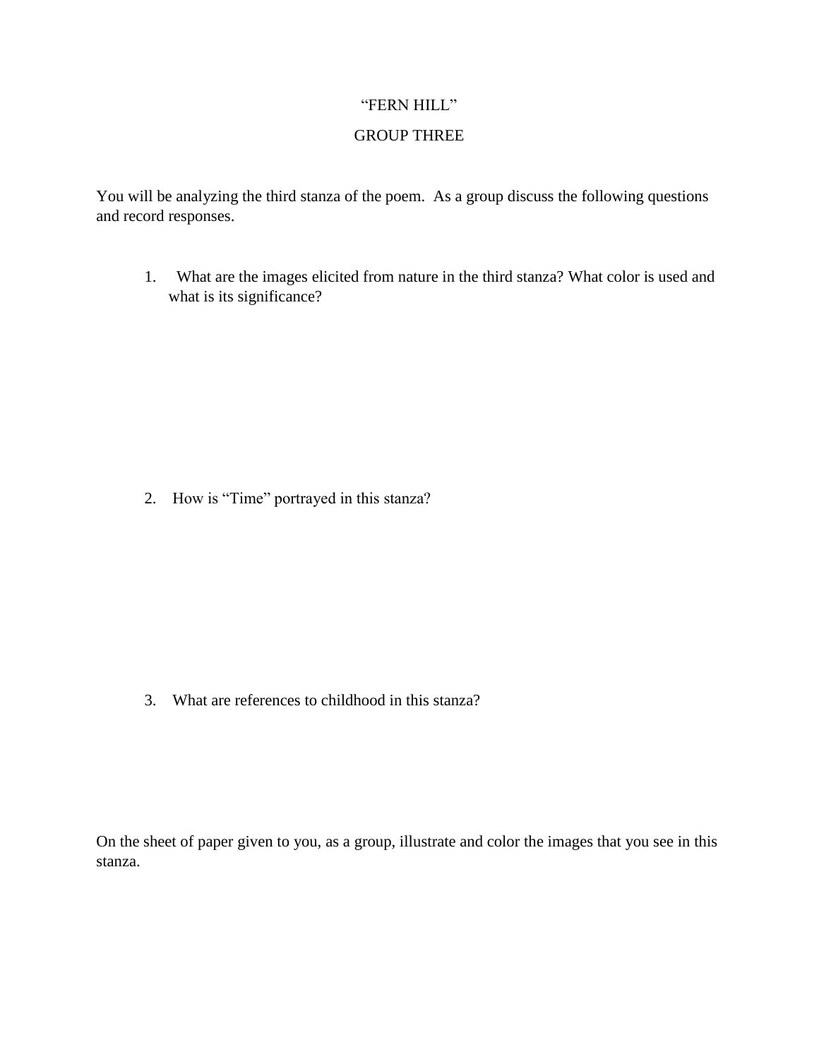# "FERN HILL"

## GROUP THREE

You will be analyzing the third stanza of the poem. As a group discuss the following questions and record responses.

1. What are the images elicited from nature in the third stanza? What color is used and what is its significance?

2. How is "Time" portrayed in this stanza?

3. What are references to childhood in this stanza?

On the sheet of paper given to you, as a group, illustrate and color the images that you see in this stanza.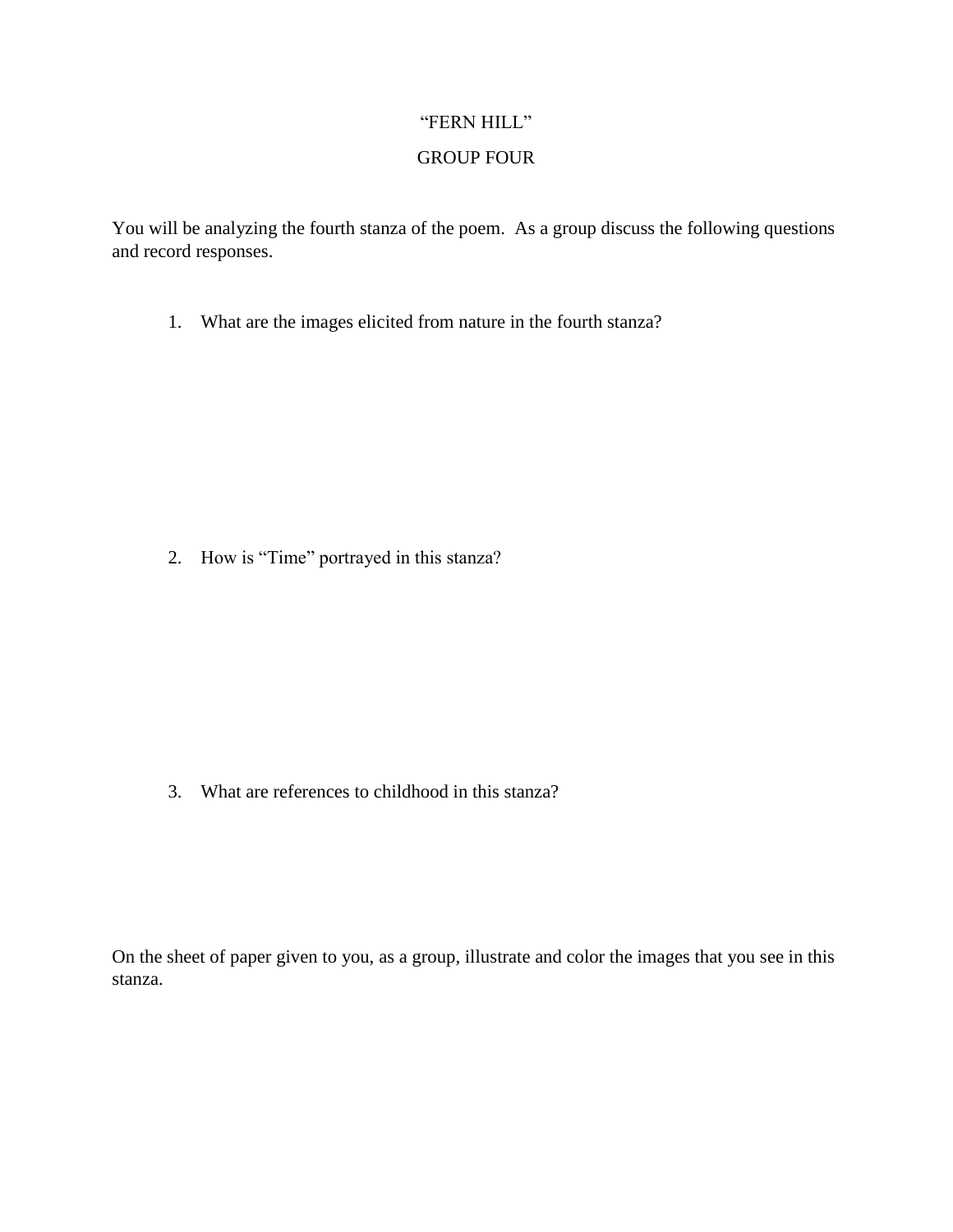# "FERN HILL"

## GROUP FOUR

You will be analyzing the fourth stanza of the poem. As a group discuss the following questions and record responses.

1. What are the images elicited from nature in the fourth stanza?

2. How is "Time" portrayed in this stanza?

3. What are references to childhood in this stanza?

On the sheet of paper given to you, as a group, illustrate and color the images that you see in this stanza.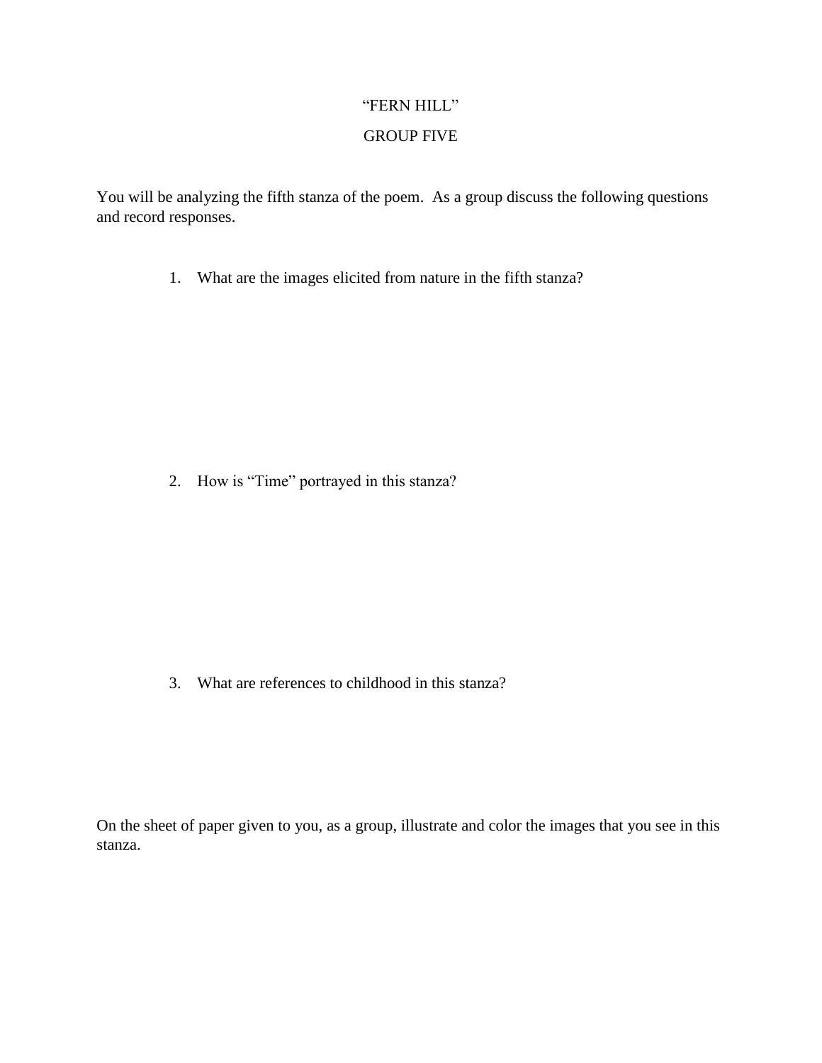# "FERN HILL"

## GROUP FIVE

You will be analyzing the fifth stanza of the poem. As a group discuss the following questions and record responses.

1. What are the images elicited from nature in the fifth stanza?

2. How is "Time" portrayed in this stanza?

3. What are references to childhood in this stanza?

On the sheet of paper given to you, as a group, illustrate and color the images that you see in this stanza.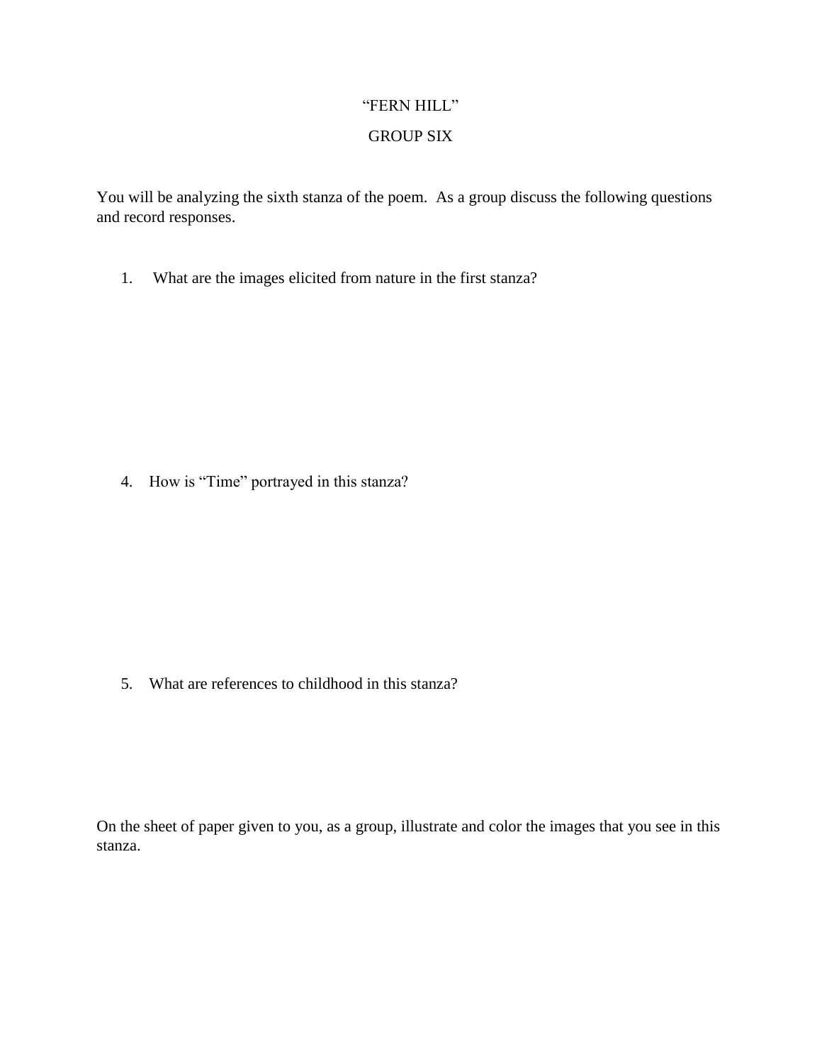# "FERN HILL"

## GROUP SIX

You will be analyzing the sixth stanza of the poem. As a group discuss the following questions and record responses.

1. What are the images elicited from nature in the first stanza?

4. How is "Time" portrayed in this stanza?

5. What are references to childhood in this stanza?

On the sheet of paper given to you, as a group, illustrate and color the images that you see in this stanza.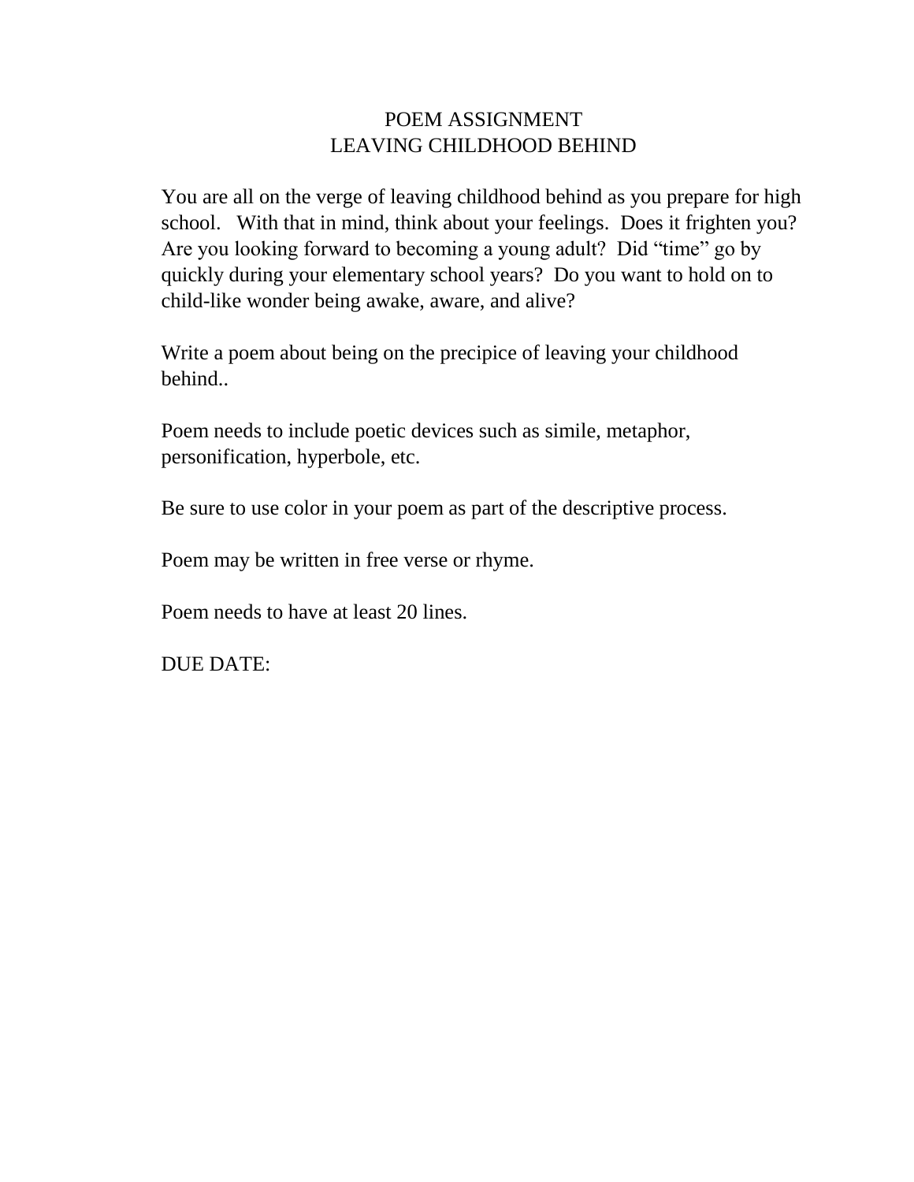# POEM ASSIGNMENT
## LEAVING CHILDHOOD BEHIND

You are all on the verge of leaving childhood behind as you prepare for high school. With that in mind, think about your feelings. Does it frighten you? Are you looking forward to becoming a young adult? Did "time" go by quickly during your elementary school years? Do you want to hold on to child-like wonder being awake, aware, and alive?

Write a poem about being on the precipice of leaving your childhood behind..

Poem needs to include poetic devices such as simile, metaphor, personification, hyperbole, etc.

Be sure to use color in your poem as part of the descriptive process.

Poem may be written in free verse or rhyme.

Poem needs to have at least 20 lines.

DUE DATE: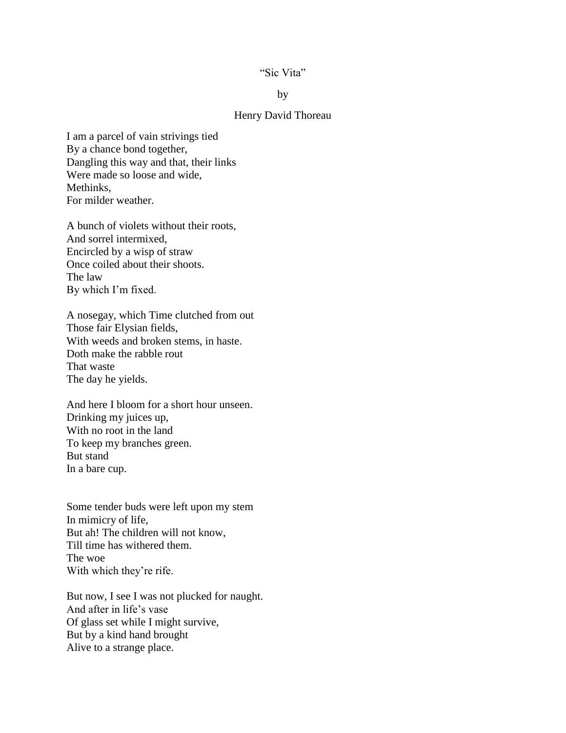"Sic Vita"

by

Henry David Thoreau

I am a parcel of vain strivings tied  
By a chance bond together,  
Dangling this way and that, their links  
Were made so loose and wide,  
Methinks,  
For milder weather.

A bunch of violets without their roots,  
And sorrel intermixed,  
Encircled by a wisp of straw  
Once coiled about their shoots.  
The law  
By which I'm fixed.

A nosegay, which Time clutched from out  
Those fair Elysian fields,  
With weeds and broken stems, in haste.  
Doth make the rabble rout  
That waste  
The day he yields.

And here I bloom for a short hour unseen.  
Drinking my juices up,  
With no root in the land  
To keep my branches green.  
But stand  
In a bare cup.

Some tender buds were left upon my stem  
In mimicry of life,  
But ah! The children will not know,  
Till time has withered them.  
The woe  
With which they're rife.

But now, I see I was not plucked for naught.  
And after in life's vase  
Of glass set while I might survive,  
But by a kind hand brought  
Alive to a strange place.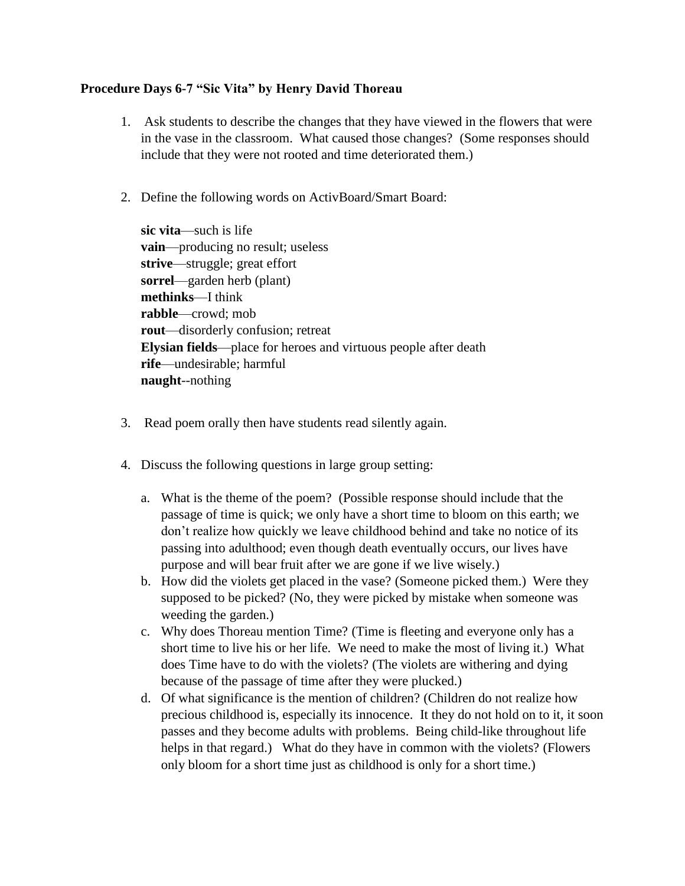**Procedure Days 6-7 "Sic Vita" by Henry David Thoreau**

1. Ask students to describe the changes that they have viewed in the flowers that were in the vase in the classroom. What caused those changes? (Some responses should include that they were not rooted and time deteriorated them.)

2. Define the following words on ActivBoard/Smart Board:

   **sic vita**—such is life
   **vain**—producing no result; useless
   **strive**—struggle; great effort
   **sorrel**—garden herb (plant)
   **methinks**—I think
   **rabble**—crowd; mob
   **rout**—disorderly confusion; retreat
   **Elysian fields**—place for heroes and virtuous people after death
   **rife**—undesirable; harmful
   **naught**--nothing

3. Read poem orally then have students read silently again.

4. Discuss the following questions in large group setting:

   a. What is the theme of the poem? (Possible response should include that the passage of time is quick; we only have a short time to bloom on this earth; we don't realize how quickly we leave childhood behind and take no notice of its passing into adulthood; even though death eventually occurs, our lives have purpose and will bear fruit after we are gone if we live wisely.)
   b. How did the violets get placed in the vase? (Someone picked them.) Were they supposed to be picked? (No, they were picked by mistake when someone was weeding the garden.)
   c. Why does Thoreau mention Time? (Time is fleeting and everyone only has a short time to live his or her life. We need to make the most of living it.) What does Time have to do with the violets? (The violets are withering and dying because of the passage of time after they were plucked.)
   d. Of what significance is the mention of children? (Children do not realize how precious childhood is, especially its innocence. It they do not hold on to it, it soon passes and they become adults with problems. Being child-like throughout life helps in that regard.) What do they have in common with the violets? (Flowers only bloom for a short time just as childhood is only for a short time.)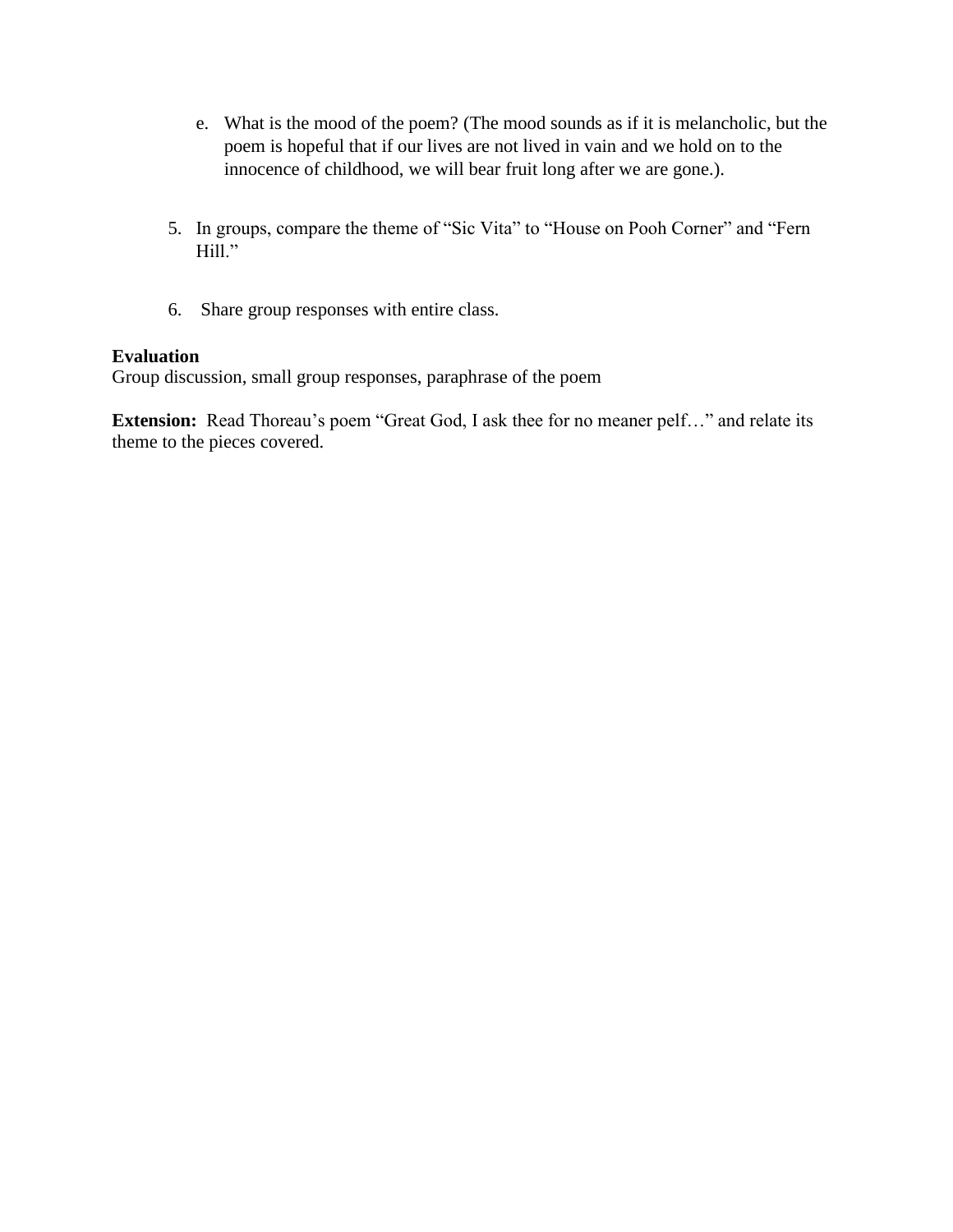e. What is the mood of the poem? (The mood sounds as if it is melancholic, but the poem is hopeful that if our lives are not lived in vain and we hold on to the innocence of childhood, we will bear fruit long after we are gone.).

5. In groups, compare the theme of "Sic Vita" to "House on Pooh Corner" and "Fern Hill."

6. Share group responses with entire class.

**Evaluation**
Group discussion, small group responses, paraphrase of the poem

**Extension:** Read Thoreau's poem "Great God, I ask thee for no meaner pelf…" and relate its theme to the pieces covered.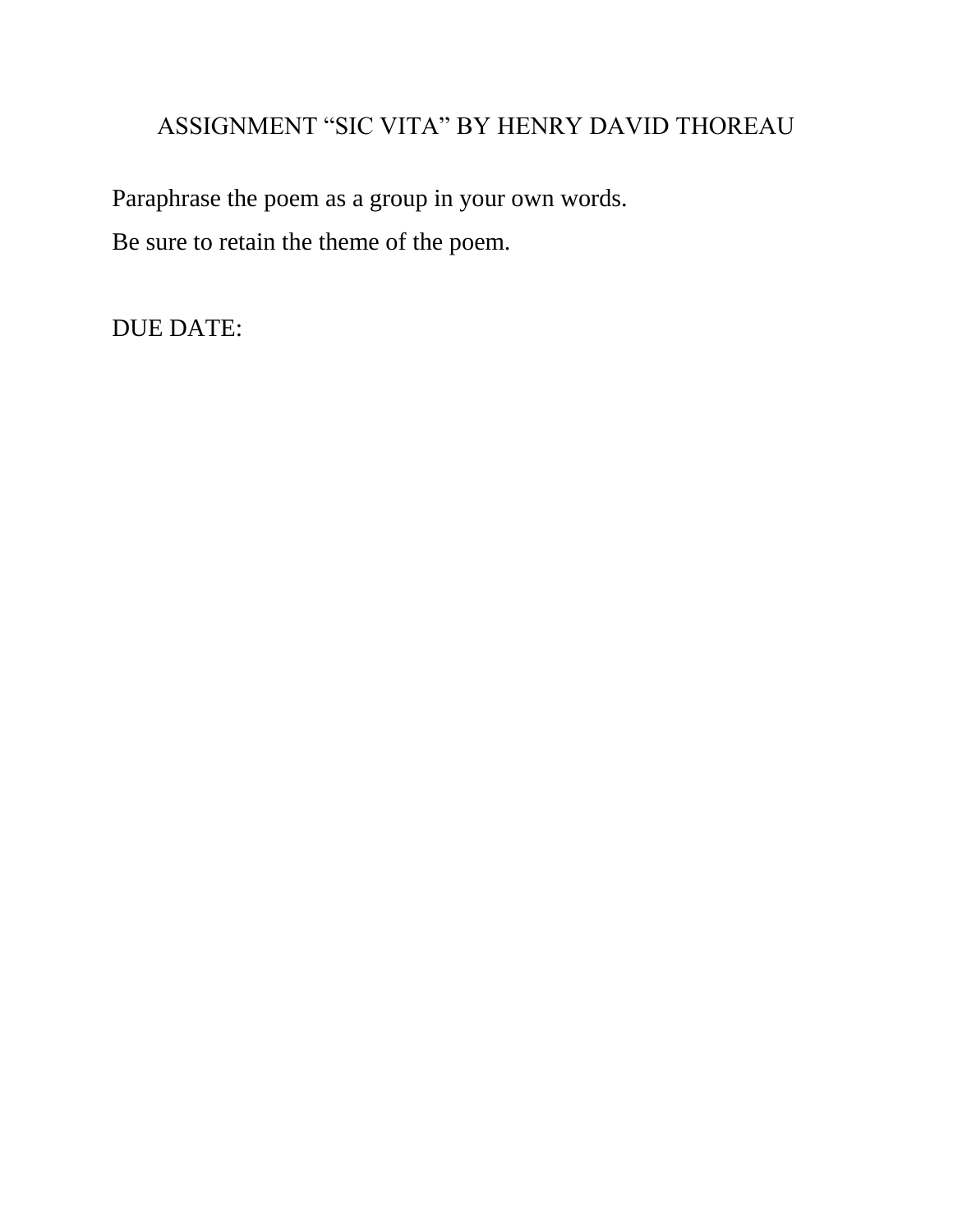# ASSIGNMENT "SIC VITA" BY HENRY DAVID THOREAU

Paraphrase the poem as a group in your own words.

Be sure to retain the theme of the poem.

DUE DATE: